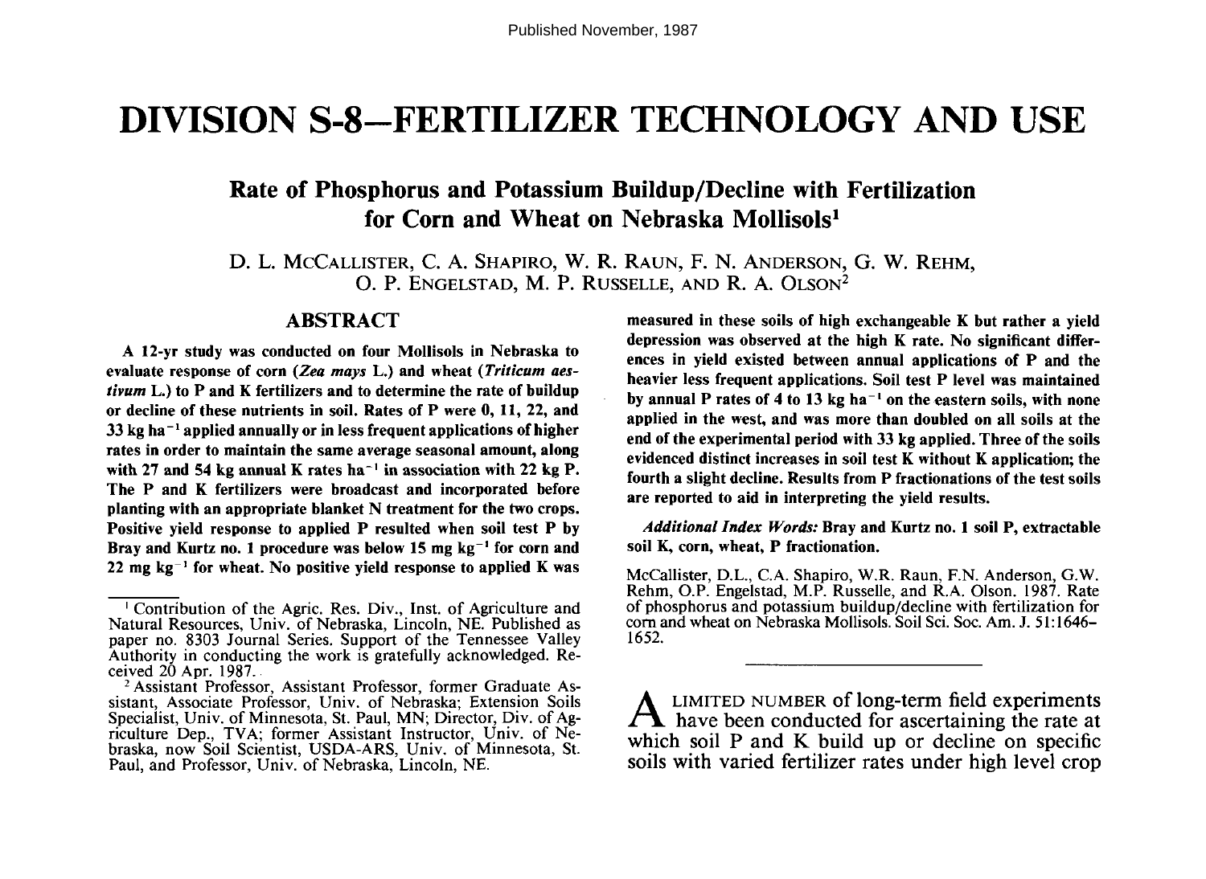Published November, 1987

# DIVISION S-8—FERTILIZER TECHNOLOGY AND USE

## Rate of Phosphorus and Potassium Buildup/Decline with Fertilization for Corn and Wheat on Nebraska Mollisols[1]

D. L. McCallister, C. A. Shapiro, W. R. Raun, F. N. Anderson, G. W. Rehm, O. P. Engelstad, M. P. Russelle, and R. A. Olson[2]

### ABSTRACT

**A 12-yr study was conducted on four Mollisols in Nebraska to evaluate response of corn (*Zea mays* L.) and wheat (*Triticum aestivum* L.) to P and K fertilizers and to determine the rate of buildup or decline of these nutrients in soil. Rates of P were 0, 11, 22, and 33 kg ha$^{-1}$ applied annually or in less frequent applications of higher rates in order to maintain the same average seasonal amount, along with 27 and 54 kg annual K rates ha$^{-1}$ in association with 22 kg P. The P and K fertilizers were broadcast and incorporated before planting with an appropriate blanket N treatment for the two crops. Positive yield response to applied P resulted when soil test P by Bray and Kurtz no. 1 procedure was below 15 mg kg$^{-1}$ for corn and 22 mg kg$^{-1}$ for wheat. No positive yield response to applied K was measured in these soils of high exchangeable K but rather a yield depression was observed at the high K rate. No significant differences in yield existed between annual applications of P and the heavier less frequent applications. Soil test P level was maintained by annual P rates of 4 to 13 kg ha$^{-1}$ on the eastern soils, with none applied in the west, and was more than doubled on all soils at the end of the experimental period with 33 kg applied. Three of the soils evidenced distinct increases in soil test K without K application; the fourth a slight decline. Results from P fractionations of the test soils are reported to aid in interpreting the yield results.**

***Additional Index Words:*** **Bray and Kurtz no. 1 soil P, extractable soil K, corn, wheat, P fractionation.**

McCallister, D.L., C.A. Shapiro, W.R. Raun, F.N. Anderson, G.W. Rehm, O.P. Engelstad, M.P. Russelle, and R.A. Olson. 1987. Rate of phosphorus and potassium buildup/decline with fertilization for corn and wheat on Nebraska Mollisols. Soil Sci. Soc. Am. J. 51:1646–1652.

---

A LIMITED NUMBER of long-term field experiments have been conducted for ascertaining the rate at which soil P and K build up or decline on specific soils with varied fertilizer rates under high level crop

---

[1] Contribution of the Agric. Res. Div., Inst. of Agriculture and Natural Resources, Univ. of Nebraska, Lincoln, NE. Published as paper no. 8303 Journal Series. Support of the Tennessee Valley Authority in conducting the work is gratefully acknowledged. Received 20 Apr. 1987.

[2] Assistant Professor, Assistant Professor, former Graduate Assistant, Associate Professor, Univ. of Nebraska; Extension Soils Specialist, Univ. of Minnesota, St. Paul, MN; Director, Div. of Agriculture Dep., TVA; former Assistant Instructor, Univ. of Nebraska, now Soil Scientist, USDA-ARS, Univ. of Minnesota, St. Paul, and Professor, Univ. of Nebraska, Lincoln, NE.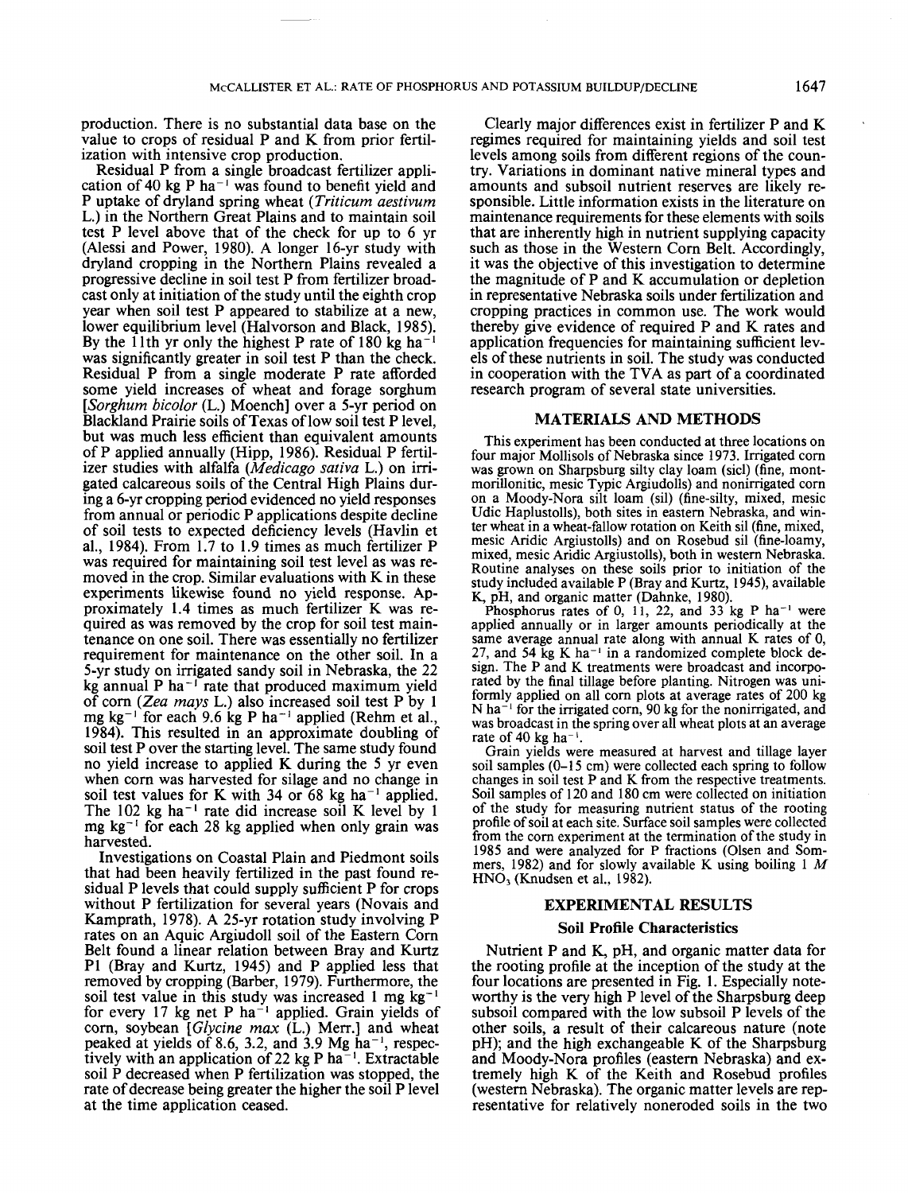production. There is no substantial data base on the value to crops of residual P and K from prior fertilization with intensive crop production.

Residual P from a single broadcast fertilizer application of 40 kg P $ha^{-1}$ was found to benefit yield and P uptake of dryland spring wheat (*Triticum aestivum* L.) in the Northern Great Plains and to maintain soil test P level above that of the check for up to 6 yr (Alessi and Power, 1980). A longer 16-yr study with dryland cropping in the Northern Plains revealed a progressive decline in soil test P from fertilizer broadcast only at initiation of the study until the eighth crop year when soil test P appeared to stabilize at a new, lower equilibrium level (Halvorson and Black, 1985). By the 11th yr only the highest P rate of 180 kg $ha^{-1}$ was significantly greater in soil test P than the check. Residual P from a single moderate P rate afforded some yield increases of wheat and forage sorghum [*Sorghum bicolor* (L.) Moench] over a 5-yr period on Blackland Prairie soils of Texas of low soil test P level, but was much less efficient than equivalent amounts of P applied annually (Hipp, 1986). Residual P fertilizer studies with alfalfa (*Medicago sativa* L.) on irrigated calcareous soils of the Central High Plains during a 6-yr cropping period evidenced no yield responses from annual or periodic P applications despite decline of soil tests to expected deficiency levels (Havlin et al., 1984). From 1.7 to 1.9 times as much fertilizer P was required for maintaining soil test level as was removed in the crop. Similar evaluations with K in these experiments likewise found no yield response. Approximately 1.4 times as much fertilizer K was required as was removed by the crop for soil test maintenance on one soil. There was essentially no fertilizer requirement for maintenance on the other soil. In a 5-yr study on irrigated sandy soil in Nebraska, the 22 kg annual P $ha^{-1}$ rate that produced maximum yield of corn (*Zea mays* L.) also increased soil test P by 1 mg $kg^{-1}$ for each 9.6 kg P $ha^{-1}$ applied (Rehm et al., 1984). This resulted in an approximate doubling of soil test P over the starting level. The same study found no yield increase to applied K during the 5 yr even when corn was harvested for silage and no change in soil test values for K with 34 or 68 kg $ha^{-1}$ applied. The 102 kg $ha^{-1}$ rate did increase soil K level by 1 mg $kg^{-1}$ for each 28 kg applied when only grain was harvested.

Investigations on Coastal Plain and Piedmont soils that had been heavily fertilized in the past found residual P levels that could supply sufficient P for crops without P fertilization for several years (Novais and Kamprath, 1978). A 25-yr rotation study involving P rates on an Aquic Argiudoll soil of the Eastern Corn Belt found a linear relation between Bray and Kurtz P1 (Bray and Kurtz, 1945) and P applied less that removed by cropping (Barber, 1979). Furthermore, the soil test value in this study was increased 1 mg $kg^{-1}$ for every 17 kg net P $ha^{-1}$ applied. Grain yields of corn, soybean [*Glycine max* (L.) Merr.] and wheat peaked at yields of 8.6, 3.2, and 3.9 Mg $ha^{-1}$, respectively with an application of 22 kg P $ha^{-1}$. Extractable soil P decreased when P fertilization was stopped, the rate of decrease being greater the higher the soil P level at the time application ceased.

Clearly major differences exist in fertilizer P and K regimes required for maintaining yields and soil test levels among soils from different regions of the country. Variations in dominant native mineral types and amounts and subsoil nutrient reserves are likely responsible. Little information exists in the literature on maintenance requirements for these elements with soils that are inherently high in nutrient supplying capacity such as those in the Western Corn Belt. Accordingly, it was the objective of this investigation to determine the magnitude of P and K accumulation or depletion in representative Nebraska soils under fertilization and cropping practices in common use. The work would thereby give evidence of required P and K rates and application frequencies for maintaining sufficient levels of these nutrients in soil. The study was conducted in cooperation with the TVA as part of a coordinated research program of several state universities.

## MATERIALS AND METHODS

This experiment has been conducted at three locations on four major Mollisols of Nebraska since 1973. Irrigated corn was grown on Sharpsburg silty clay loam (sicl) (fine, montmorillonitic, mesic Typic Argiudolls) and nonirrigated corn on a Moody-Nora silt loam (sil) (fine-silty, mixed, mesic Udic Haplustolls), both sites in eastern Nebraska, and winter wheat in a wheat-fallow rotation on Keith sil (fine, mixed, mesic Aridic Argiustolls) and on Rosebud sil (fine-loamy, mixed, mesic Aridic Argiustolls), both in western Nebraska. Routine analyses on these soils prior to initiation of the study included available P (Bray and Kurtz, 1945), available K, pH, and organic matter (Dahnke, 1980).

Phosphorus rates of 0, 11, 22, and 33 kg P $ha^{-1}$ were applied annually or in larger amounts periodically at the same average annual rate along with annual K rates of 0, 27, and 54 kg K $ha^{-1}$ in a randomized complete block design. The P and K treatments were broadcast and incorporated by the final tillage before planting. Nitrogen was uniformly applied on all corn plots at average rates of 200 kg N $ha^{-1}$ for the irrigated corn, 90 kg for the nonirrigated, and was broadcast in the spring over all wheat plots at an average rate of 40 kg $ha^{-1}$.

Grain yields were measured at harvest and tillage layer soil samples (0–15 cm) were collected each spring to follow changes in soil test P and K from the respective treatments. Soil samples of 120 and 180 cm were collected on initiation of the study for measuring nutrient status of the rooting profile of soil at each site. Surface soil samples were collected from the corn experiment at the termination of the study in 1985 and were analyzed for P fractions (Olsen and Sommers, 1982) and for slowly available K using boiling 1 *M* $HNO_3$ (Knudsen et al., 1982).

## EXPERIMENTAL RESULTS

### Soil Profile Characteristics

Nutrient P and K, pH, and organic matter data for the rooting profile at the inception of the study at the four locations are presented in Fig. 1. Especially noteworthy is the very high P level of the Sharpsburg deep subsoil compared with the low subsoil P levels of the other soils, a result of their calcareous nature (note pH); and the high exchangeable K of the Sharpsburg and Moody-Nora profiles (eastern Nebraska) and extremely high K of the Keith and Rosebud profiles (western Nebraska). The organic matter levels are representative for relatively noneroded soils in the two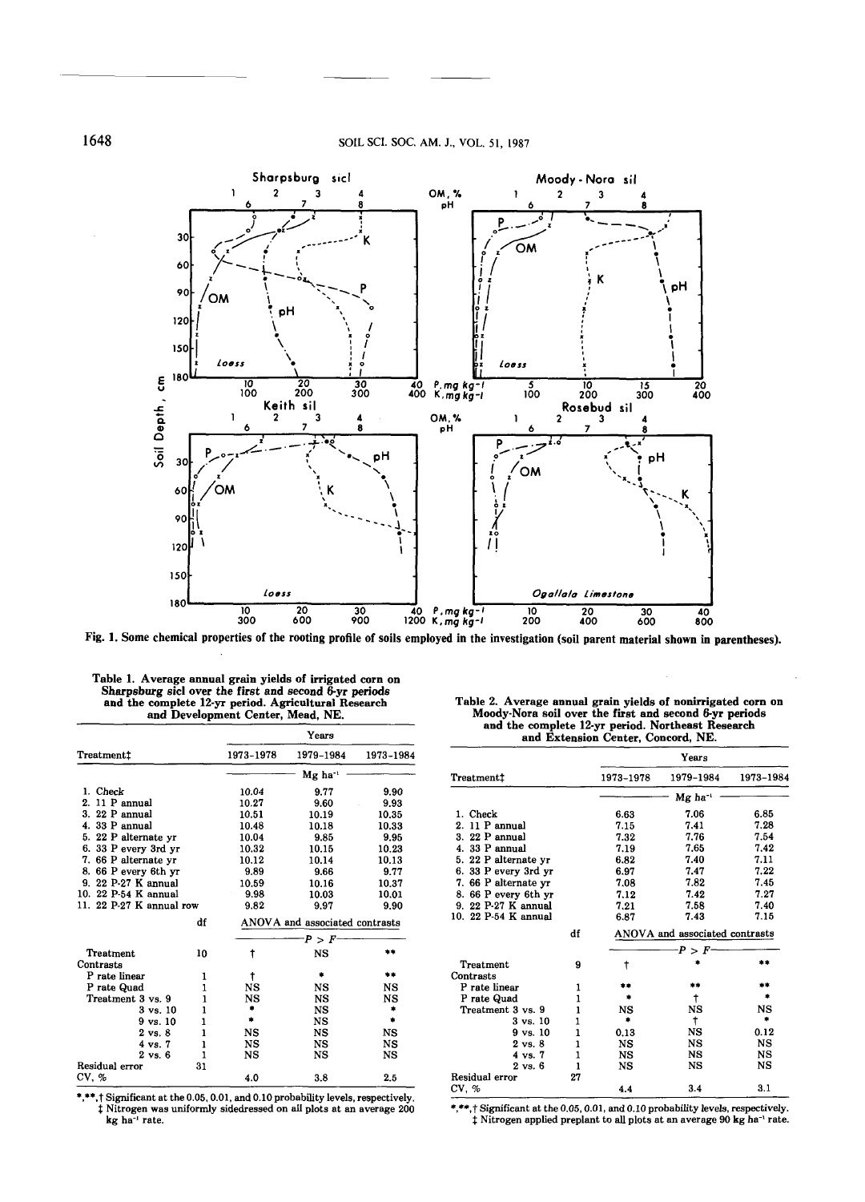Fig. 1. Some chemical properties of the rooting profile of soils employed in the investigation (soil parent material shown in parentheses).

Table 1. Average annual grain yields of irrigated corn on Sharpsburg sicl over the first and second 6-yr periods and the complete 12-yr period. Agricultural Research and Development Center, Mead, NE.

| Treatment‡ | | Years | | |
|---|---|---|---|---|
| | | 1973–1978 | 1979–1984 | 1973–1984 |
| | | Mg ha⁻¹ | | |
| 1. Check | | 10.04 | 9.77 | 9.90 |
| 2. 11 P annual | | 10.27 | 9.60 | 9.93 |
| 3. 22 P annual | | 10.51 | 10.19 | 10.35 |
| 4. 33 P annual | | 10.48 | 10.18 | 10.33 |
| 5. 22 P alternate yr | | 10.04 | 9.85 | 9.95 |
| 6. 33 P every 3rd yr | | 10.32 | 10.15 | 10.23 |
| 7. 66 P alternate yr | | 10.12 | 10.14 | 10.13 |
| 8. 66 P every 6th yr | | 9.89 | 9.66 | 9.77 |
| 9. 22 P-27 K annual | | 10.59 | 10.16 | 10.37 |
| 10. 22 P-54 K annual | | 9.98 | 10.03 | 10.01 |
| 11. 22 P-27 K annual row | | 9.82 | 9.97 | 9.90 |
| | df | ANOVA and associated contrasts | | |
| | | P > F | | |
| Treatment | 10 | † | NS | ** |
| Contrasts | | | | |
| P rate linear | 1 | † | * | ** |
| P rate Quad | 1 | NS | NS | NS |
| Treatment 3 vs. 9 | 1 | NS | NS | NS |
| 3 vs. 10 | 1 | * | NS | * |
| 9 vs. 10 | 1 | * | NS | * |
| 2 vs. 8 | 1 | NS | NS | NS |
| 4 vs. 7 | 1 | NS | NS | NS |
| 2 vs. 6 | 1 | NS | NS | NS |
| Residual error | 31 | | | |
| CV, % | | 4.0 | 3.8 | 2.5 |

*,**,† Significant at the 0.05, 0.01, and 0.10 probability levels, respectively.
‡ Nitrogen was uniformly sidedressed on all plots at an average 200 kg ha⁻¹ rate.

Table 2. Average annual grain yields of nonirrigated corn on Moody-Nora soil over the first and second 6-yr periods and the complete 12-yr period. Northeast Research and Extension Center, Concord, NE.

| Treatment‡ | | Years | | |
|---|---|---|---|---|
| | | 1973–1978 | 1979–1984 | 1973–1984 |
| | | Mg ha⁻¹ | | |
| 1. Check | | 6.63 | 7.06 | 6.85 |
| 2. 11 P annual | | 7.15 | 7.41 | 7.28 |
| 3. 22 P annual | | 7.32 | 7.76 | 7.54 |
| 4. 33 P annual | | 7.19 | 7.65 | 7.42 |
| 5. 22 P alternate yr | | 6.82 | 7.40 | 7.11 |
| 6. 33 P every 3rd yr | | 6.97 | 7.47 | 7.22 |
| 7. 66 P alternate yr | | 7.08 | 7.82 | 7.45 |
| 8. 66 P every 6th yr | | 7.12 | 7.42 | 7.27 |
| 9. 22 P-27 K annual | | 7.21 | 7.58 | 7.40 |
| 10. 22 P-54 K annual | | 6.87 | 7.43 | 7.15 |
| | df | ANOVA and associated contrasts | | |
| | | P > F | | |
| Treatment | 9 | † | * | ** |
| Contrasts | | | | |
| P rate linear | 1 | ** | ** | ** |
| P rate Quad | 1 | * | † | * |
| Treatment 3 vs. 9 | 1 | NS | NS | NS |
| 3 vs. 10 | 1 | * | † | * |
| 9 vs. 10 | 1 | 0.13 | NS | 0.12 |
| 2 vs. 8 | 1 | NS | NS | NS |
| 4 vs. 7 | 1 | NS | NS | NS |
| 2 vs. 6 | 1 | NS | NS | NS |
| Residual error | 27 | | | |
| CV, % | | 4.4 | 3.4 | 3.1 |

*,**,† Significant at the 0.05, 0.01, and 0.10 probability levels, respectively.
‡ Nitrogen applied preplant to all plots at an average 90 kg ha⁻¹ rate.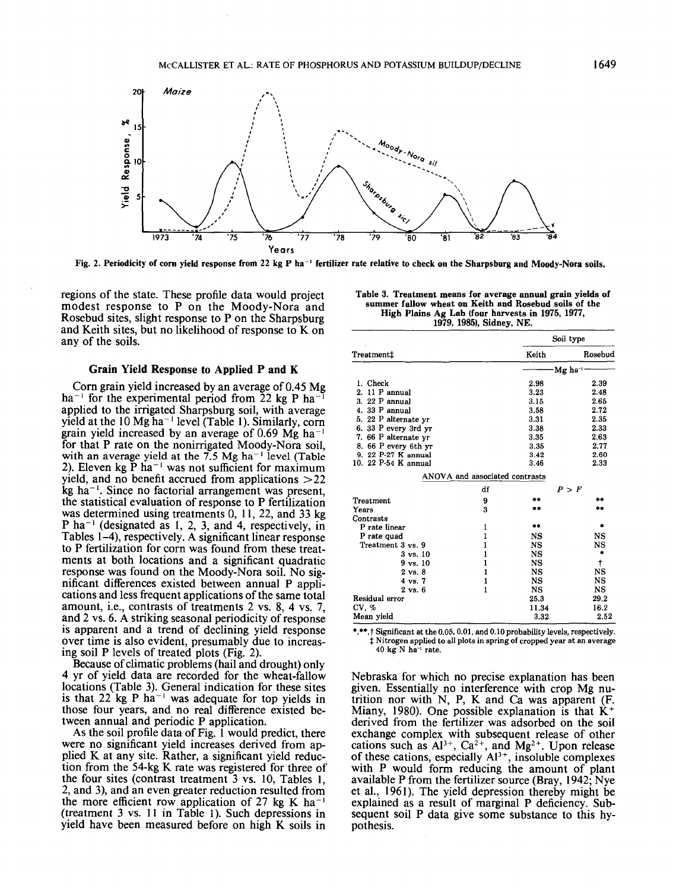Fig. 2. Periodicity of corn yield response from 22 kg P ha$^{-1}$ fertilizer rate relative to check on the Sharpsburg and Moody-Nora soils.

regions of the state. These profile data would project modest response to P on the Moody-Nora and Rosebud sites, slight response to P on the Sharpsburg and Keith sites, but no likelihood of response to K on any of the soils.

## Grain Yield Response to Applied P and K

Corn grain yield increased by an average of 0.45 Mg ha$^{-1}$ for the experimental period from 22 kg P ha$^{-1}$ applied to the irrigated Sharpsburg soil, with average yield at the 10 Mg ha$^{-1}$ level (Table 1). Similarly, corn grain yield increased by an average of 0.69 Mg ha$^{-1}$ for that P rate on the nonirrigated Moody-Nora soil, with an average yield at the 7.5 Mg ha$^{-1}$ level (Table 2). Eleven kg P ha$^{-1}$ was not sufficient for maximum yield, and no benefit accrued from applications >22 kg ha$^{-1}$. Since no factorial arrangement was present, the statistical evaluation of response to P fertilization was determined using treatments 0, 11, 22, and 33 kg P ha$^{-1}$ (designated as 1, 2, 3, and 4, respectively, in Tables 1–4), respectively. A significant linear response to P fertilization for corn was found from these treatments at both locations and a significant quadratic response was found on the Moody-Nora soil. No significant differences existed between annual P applications and less frequent applications of the same total amount, i.e., contrasts of treatments 2 vs. 8, 4 vs. 7, and 2 vs. 6. A striking seasonal periodicity of response is apparent and a trend of declining yield response over time is also evident, presumably due to increasing soil P levels of treated plots (Fig. 2).

Because of climatic problems (hail and drought) only 4 yr of yield data are recorded for the wheat-fallow locations (Table 3). General indication for these sites is that 22 kg P ha$^{-1}$ was adequate for top yields in those four years, and no real difference existed between annual and periodic P application.

As the soil profile data of Fig. 1 would predict, there were no significant yield increases derived from applied K at any site. Rather, a significant yield reduction from the 54-kg K rate was registered for three of the four sites (contrast treatment 3 vs. 10, Tables 1, 2, and 3), and an even greater reduction resulted from the more efficient row application of 27 kg K ha$^{-1}$ (treatment 3 vs. 11 in Table 1). Such depressions in yield have been measured before on high K soils in Nebraska for which no precise explanation has been given. Essentially no interference with crop Mg nutrition nor with N, P, K and Ca was apparent (F. Miany, 1980). One possible explanation is that $K^{+}$ derived from the fertilizer was adsorbed on the soil exchange complex with subsequent release of other cations such as $Al^{3+}$, $Ca^{2+}$, and $Mg^{2+}$. Upon release of these cations, especially $Al^{3+}$, insoluble complexes with P would form reducing the amount of plant available P from the fertilizer source (Bray, 1942; Nye et al., 1961). The yield depression thereby might be explained as a result of marginal P deficiency. Subsequent soil P data give some substance to this hypothesis.

Table 3. Treatment means for average annual grain yields of summer fallow wheat on Keith and Rosebud soils of the High Plains Ag Lab (four harvests in 1975, 1977, 1979, 1985), Sidney, NE.

| Treatment‡ | | Soil type | |
|---|---|---|---|
| | | Keith | Rosebud |
| | | Mg ha$^{-1}$ | |
| 1. Check | | 2.98 | 2.39 |
| 2. 11 P annual | | 3.23 | 2.48 |
| 3. 22 P annual | | 3.15 | 2.65 |
| 4. 33 P annual | | 3.58 | 2.72 |
| 5. 22 P alternate yr | | 3.31 | 2.35 |
| 6. 33 P every 3rd yr | | 3.38 | 2.33 |
| 7. 66 P alternate yr | | 3.35 | 2.63 |
| 8. 66 P every 6th yr | | 3.35 | 2.77 |
| 9. 22 P-27 K annual | | 3.42 | 2.60 |
| 10. 22 P-54 K annual | | 3.46 | 2.33 |
| *ANOVA and associated contrasts* | | | |
| | df | $P > F$ | |
| Treatment | 9 | ** | ** |
| Years | 3 | ** | ** |
| Contrasts | | | |
| P rate linear | 1 | ** | * |
| P rate quad | 1 | NS | NS |
| Treatment 3 vs. 9 | 1 | NS | NS |
| 3 vs. 10 | 1 | NS | * |
| 9 vs. 10 | 1 | NS | † |
| 2 vs. 8 | 1 | NS | NS |
| 4 vs. 7 | 1 | NS | NS |
| 2 vs. 6 | 1 | NS | NS |
| Residual error | | 25.3 | 29.2 |
| CV, % | | 11.34 | 16.2 |
| Mean yield | | 3.32 | 2.52 |

*, **, † Significant at the 0.05, 0.01, and 0.10 probability levels, respectively.
‡ Nitrogen applied to all plots in spring of cropped year at an average 40 kg N ha$^{-1}$ rate.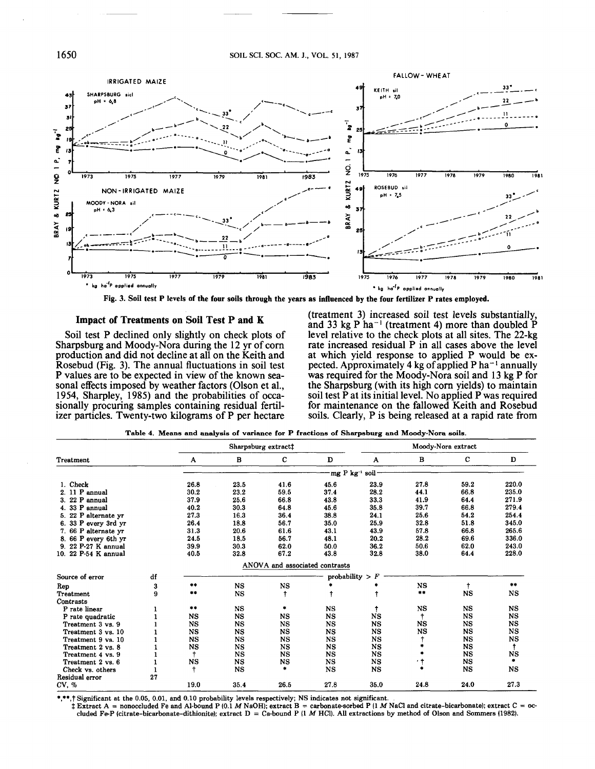Fig. 3. Soil test P levels of the four soils through the years as influenced by the four fertilizer P rates employed.

## Impact of Treatments on Soil Test P and K

Soil test P declined only slightly on check plots of Sharpsburg and Moody-Nora during the 12 yr of corn production and did not decline at all on the Keith and Rosebud (Fig. 3). The annual fluctuations in soil test P values are to be expected in view of the known seasonal effects imposed by weather factors (Olson et al., 1954, Sharpley, 1985) and the probabilities of occasionally procuring samples containing residual fertilizer particles. Twenty-two kilograms of P per hectare (treatment 3) increased soil test levels substantially, and 33 kg P ha$^{-1}$ (treatment 4) more than doubled P level relative to the check plots at all sites. The 22-kg rate increased residual P in all cases above the level at which yield response to applied P would be expected. Approximately 4 kg of applied P ha$^{-1}$ annually was required for the Moody-Nora soil and 13 kg P for the Sharpsburg (with its high corn yields) to maintain soil test P at its initial level. No applied P was required for maintenance on the fallowed Keith and Rosebud soils. Clearly, P is being released at a rapid rate from

Table 4. Means and analysis of variance for P fractions of Sharpsburg and Moody-Nora soils.

| Treatment | df | Sharpsburg extract‡ A | B | C | D | Moody-Nora extract A | B | C | D |
|---|---|---|---|---|---|---|---|---|---|
| | | mg P kg$^{-1}$ soil | | | | | | | |
| 1. Check | | 26.8 | 23.5 | 41.6 | 45.6 | 23.9 | 27.8 | 59.2 | 220.0 |
| 2. 11 P annual | | 30.2 | 23.2 | 59.5 | 37.4 | 28.2 | 44.1 | 66.8 | 235.0 |
| 3. 22 P annual | | 37.9 | 25.6 | 66.8 | 43.8 | 33.3 | 41.9 | 64.4 | 271.9 |
| 4. 33 P annual | | 40.2 | 30.3 | 64.8 | 45.6 | 35.8 | 39.7 | 66.8 | 279.4 |
| 5. 22 P alternate yr | | 27.3 | 16.3 | 36.4 | 38.8 | 24.1 | 25.6 | 54.2 | 254.4 |
| 6. 33 P every 3rd yr | | 26.4 | 18.8 | 56.7 | 35.0 | 25.9 | 32.8 | 51.8 | 345.0 |
| 7. 66 P alternate yr | | 31.3 | 20.6 | 61.6 | 43.1 | 43.9 | 57.8 | 66.8 | 265.6 |
| 8. 66 P every 6th yr | | 24.5 | 18.5 | 56.7 | 48.1 | 20.2 | 28.2 | 69.6 | 336.0 |
| 9. 22 P-27 K annual | | 39.9 | 30.3 | 62.0 | 50.0 | 36.2 | 50.6 | 62.0 | 243.0 |
| 10. 22 P-54 K annual | | 40.5 | 32.8 | 67.2 | 43.8 | 32.8 | 38.0 | 64.4 | 228.0 |
| | | ANOVA and associated contrasts | | | | | | | |
| Source of error | df | probability > $F$ | | | | | | | |
| Rep | 3 | ** | NS | NS | * | * | NS | † | ** |
| Treatment | 9 | ** | NS | † | † | † | ** | NS | NS |
| Contrasts | | | | | | | | | |
| P rate linear | 1 | ** | NS | * | NS | † | NS | NS | NS |
| P rate quadratic | 1 | NS | NS | NS | NS | NS | † | NS | NS |
| Treatment 3 vs. 9 | 1 | NS | NS | NS | NS | NS | NS | NS | NS |
| Treatment 3 vs. 10 | 1 | NS | NS | NS | NS | NS | NS | NS | NS |
| Treatment 9 vs. 10 | 1 | NS | NS | NS | NS | NS | † | NS | NS |
| Treatment 2 vs. 8 | 1 | NS | NS | NS | NS | NS | * | NS | † |
| Treatment 4 vs. 9 | 1 | † | NS | NS | NS | NS | * | NS | NS |
| Treatment 2 vs. 6 | 1 | NS | NS | NS | NS | NS | † | NS | * |
| Check vs. others | 1 | † | NS | * | NS | NS | * | NS | NS |
| Residual error | 27 | | | | | | | | |
| CV, % | | 19.0 | 35.4 | 26.5 | 27.8 | 35.0 | 24.8 | 24.0 | 27.3 |

*,**,† Significant at the 0.05, 0.01, and 0.10 probability levels respectively; NS indicates not significant.

‡ Extract A = nonoccluded Fe and Al-bound P (0.1 $M$ NaOH); extract B = carbonate-sorbed P (1 $M$ NaCl and citrate-bicarbonate); extract C = occluded Fe-P (citrate-bicarbonate-dithionite); extract D = Ca-bound P (1 $M$ HCl). All extractions by method of Olson and Sommers (1982).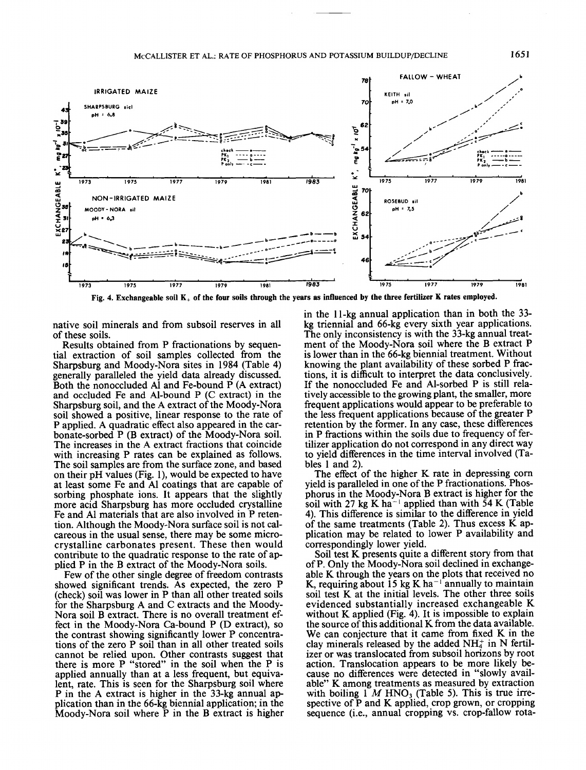Fig. 4. Exchangeable soil $K_+$ of the four soils through the years as influenced by the three fertilizer K rates employed.

native soil minerals and from subsoil reserves in all of these soils.

Results obtained from P fractionations by sequential extraction of soil samples collected from the Sharpsburg and Moody-Nora sites in 1984 (Table 4) generally paralleled the yield data already discussed. Both the nonoccluded Al and Fe-bound P (A extract) and occluded Fe and Al-bound P (C extract) in the Sharpsburg soil, and the A extract of the Moody-Nora soil showed a positive, linear response to the rate of P applied. A quadratic effect also appeared in the carbonate-sorbed P (B extract) of the Moody-Nora soil. The increases in the A extract fractions that coincide with increasing P rates can be explained as follows. The soil samples are from the surface zone, and based on their pH values (Fig. 1), would be expected to have at least some Fe and Al coatings that are capable of sorbing phosphate ions. It appears that the slightly more acid Sharpsburg has more occluded crystalline Fe and Al materials that are also involved in P retention. Although the Moody-Nora surface soil is not calcareous in the usual sense, there may be some microcrystalline carbonates present. These then would contribute to the quadratic response to the rate of applied P in the B extract of the Moody-Nora soils.

Few of the other single degree of freedom contrasts showed significant trends. As expected, the zero P (check) soil was lower in P than all other treated soils for the Sharpsburg A and C extracts and the Moody-Nora soil B extract. There is no overall treatment effect in the Moody-Nora Ca-bound P (D extract), so the contrast showing significantly lower P concentrations of the zero P soil than in all other treated soils cannot be relied upon. Other contrasts suggest that there is more P "stored" in the soil when the P is applied annually than at a less frequent, but equivalent, rate. This is seen for the Sharpsburg soil where P in the A extract is higher in the 33-kg annual application than in the 66-kg biennial application; in the Moody-Nora soil where P in the B extract is higher in the 11-kg annual application than in both the 33-kg triennial and 66-kg every sixth year applications. The only inconsistency is with the 33-kg annual treatment of the Moody-Nora soil where the B extract P is lower than in the 66-kg biennial treatment. Without knowing the plant availability of these sorbed P fractions, it is difficult to interpret the data conclusively. If the nonoccluded Fe and Al-sorbed P is still relatively accessible to the growing plant, the smaller, more frequent applications would appear to be preferable to the less frequent applications because of the greater P retention by the former. In any case, these differences in P fractions within the soils due to frequency of fertilizer application do not correspond in any direct way to yield differences in the time interval involved (Tables 1 and 2).

The effect of the higher K rate in depressing corn yield is paralleled in one of the P fractionations. Phosphorus in the Moody-Nora B extract is higher for the soil with 27 kg K $ha^{-1}$ applied than with 54 K (Table 4). This difference is similar to the difference in yield of the same treatments (Table 2). Thus excess K application may be related to lower P availability and correspondingly lower yield.

Soil test K presents quite a different story from that of P. Only the Moody-Nora soil declined in exchangeable K through the years on the plots that received no K, requiring about 15 kg K $ha^{-1}$ annually to maintain soil test K at the initial levels. The other three soils evidenced substantially increased exchangeable K without K applied (Fig. 4). It is impossible to explain the source of this additional K from the data available. We can conjecture that it came from fixed K in the clay minerals released by the added $NH_4^+$ in N fertilizer or was translocated from subsoil horizons by root action. Translocation appears to be more likely because no differences were detected in "slowly available" K among treatments as measured by extraction with boiling 1 *M* $HNO_3$ (Table 5). This is true irrespective of P and K applied, crop grown, or cropping sequence (i.e., annual cropping vs. crop-fallow rota-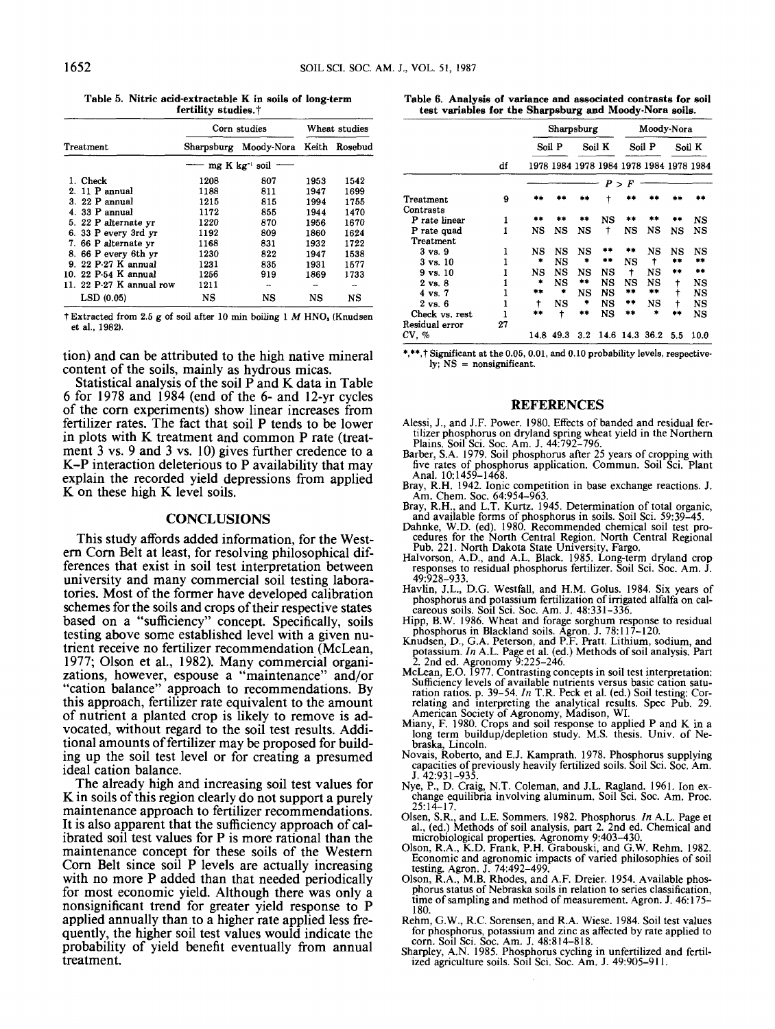Table 5. Nitric acid-extractable K in soils of long-term fertility studies.†

| Treatment | Corn studies | | Wheat studies | |
|---|---|---|---|---|
| | Sharpsburg | Moody-Nora | Keith | Rosebud |
| | mg K kg⁻¹ soil | | | |
| 1. Check | 1208 | 807 | 1953 | 1542 |
| 2. 11 P annual | 1188 | 811 | 1947 | 1699 |
| 3. 22 P annual | 1215 | 815 | 1994 | 1755 |
| 4. 33 P annual | 1172 | 855 | 1944 | 1470 |
| 5. 22 P alternate yr | 1220 | 870 | 1956 | 1670 |
| 6. 33 P every 3rd yr | 1192 | 809 | 1860 | 1624 |
| 7. 66 P alternate yr | 1168 | 831 | 1932 | 1722 |
| 8. 66 P every 6th yr | 1230 | 822 | 1947 | 1538 |
| 9. 22 P-27 K annual | 1231 | 835 | 1931 | 1577 |
| 10. 22 P-54 K annual | 1256 | 919 | 1869 | 1733 |
| 11. 22 P-27 K annual row | 1211 | -- | -- | -- |
| LSD (0.05) | NS | NS | NS | NS |

† Extracted from 2.5 g of soil after 10 min boiling 1 $M$ $HNO_3$ (Knudsen et al., 1982).

tion) and can be attributed to the high native mineral content of the soils, mainly as hydrous micas.

Statistical analysis of the soil P and K data in Table 6 for 1978 and 1984 (end of the 6- and 12-yr cycles of the corn experiments) show linear increases from fertilizer rates. The fact that soil P tends to be lower in plots with K treatment and common P rate (treatment 3 vs. 9 and 3 vs. 10) gives further credence to a K–P interaction deleterious to P availability that may explain the recorded yield depressions from applied K on these high K level soils.

Table 6. Analysis of variance and associated contrasts for soil test variables for the Sharpsburg and Moody-Nora soils.

| | | Sharpsburg | | | | Moody-Nora | | | |
|---|---|---|---|---|---|---|---|---|---|
| | | Soil P | | Soil K | | Soil P | | Soil K | |
| | df | 1978 | 1984 | 1978 | 1984 | 1978 | 1984 | 1978 | 1984 |
| | | $P > F$ | | | | | | | |
| Treatment | 9 | ** | ** | ** | † | ** | ** | ** | ** |
| Contrasts | | | | | | | | | |
| P rate linear | 1 | ** | ** | ** | NS | ** | ** | ** | NS |
| P rate quad | 1 | NS | NS | NS | † | NS | NS | NS | NS |
| Treatment | | | | | | | | | |
| 3 vs. 9 | 1 | NS | NS | NS | ** | ** | NS | NS | NS |
| 3 vs. 10 | 1 | * | NS | * | ** | NS | † | ** | ** |
| 9 vs. 10 | 1 | NS | NS | NS | NS | † | NS | ** | ** |
| 2 vs. 8 | 1 | * | NS | ** | NS | NS | NS | † | NS |
| 4 vs. 7 | 1 | ** | * | NS | NS | ** | ** | † | NS |
| 2 vs. 6 | 1 | † | NS | * | NS | ** | NS | † | NS |
| Check vs. rest | 1 | ** | † | ** | NS | ** | * | ** | NS |
| Residual error | 27 | | | | | | | | |
| CV, % | | 14.8 | 49.3 | 3.2 | 14.6 | 14.3 | 36.2 | 5.5 | 10.0 |

*,**,† Significant at the 0.05, 0.01, and 0.10 probability levels, respectively; NS = nonsignificant.

## CONCLUSIONS

This study affords added information, for the Western Corn Belt at least, for resolving philosophical differences that exist in soil test interpretation between university and many commercial soil testing laboratories. Most of the former have developed calibration schemes for the soils and crops of their respective states based on a "sufficiency" concept. Specifically, soils testing above some established level with a given nutrient receive no fertilizer recommendation (McLean, 1977; Olson et al., 1982). Many commercial organizations, however, espouse a "maintenance" and/or "cation balance" approach to recommendations. By this approach, fertilizer rate equivalent to the amount of nutrient a planted crop is likely to remove is advocated, without regard to the soil test results. Additional amounts of fertilizer may be proposed for building up the soil test level or for creating a presumed ideal cation balance.

The already high and increasing soil test values for K in soils of this region clearly do not support a purely maintenance approach to fertilizer recommendations. It is also apparent that the sufficiency approach of calibrated soil test values for P is more rational than the maintenance concept for these soils of the Western Corn Belt since soil P levels are actually increasing with no more P added than that needed periodically for most economic yield. Although there was only a nonsignificant trend for greater yield response to P applied annually than to a higher rate applied less frequently, the higher soil test values would indicate the probability of yield benefit eventually from annual treatment.

## REFERENCES

Alessi, J., and J.F. Power. 1980. Effects of banded and residual fertilizer phosphorus on dryland spring wheat yield in the Northern Plains. Soil Sci. Soc. Am. J. 44:792–796.

Barber, S.A. 1979. Soil phosphorus after 25 years of cropping with five rates of phosphorus application. Commun. Soil Sci. Plant Anal. 10:1459–1468.

Bray, R.H. 1942. Ionic competition in base exchange reactions. J. Am. Chem. Soc. 64:954–963.

Bray, R.H., and L.T. Kurtz. 1945. Determination of total organic, and available forms of phosphorus in soils. Soil Sci. 59:39–45.

Dahnke, W.D. (ed). 1980. Recommended chemical soil test procedures for the North Central Region. North Central Regional Pub. 221. North Dakota State University, Fargo.

Halvorson, A.D., and A.L. Black. 1985. Long-term dryland crop responses to residual phosphorus fertilizer. Soil Sci. Soc. Am. J. 49:928–933.

Havlin, J.L., D.G. Westfall, and H.M. Golus. 1984. Six years of phosphorus and potassium fertilization of irrigated alfalfa on calcareous soils. Soil Sci. Soc. Am. J. 48:331–336.

Hipp, B.W. 1986. Wheat and forage sorghum response to residual phosphorus in Blackland soils. Agron. J. 78:117–120.

Knudsen, D., G.A. Peterson, and P.F. Pratt. Lithium, sodium, and potassium. *In* A.L. Page et al. (ed.) Methods of soil analysis. Part 2. 2nd ed. Agronomy 9:225–246.

McLean, E.O. 1977. Contrasting concepts in soil test interpretation: Sufficiency levels of available nutrients versus basic cation saturation ratios. p. 39–54. *In* T.R. Peck et al. (ed.) Soil testing: Correlating and interpreting the analytical results. Spec Pub. 29. American Society of Agronomy, Madison, WI.

Miany, F. 1980. Crops and soil response to applied P and K in a long term buildup/depletion study. M.S. thesis. Univ. of Nebraska, Lincoln.

Novais, Roberto, and E.J. Kamprath. 1978. Phosphorus supplying capacities of previously heavily fertilized soils. Soil Sci. Soc. Am. J. 42:931–935.

Nye, P., D. Craig, N.T. Coleman, and J.L. Ragland. 1961. Ion exchange equilibria involving aluminum. Soil Sci. Soc. Am. Proc. 25:14–17.

Olsen, S.R., and L.E. Sommers. 1982. Phosphorus. *In* A.L. Page et al., (ed.) Methods of soil analysis, part 2. 2nd ed. Chemical and microbiological properties. Agronomy 9:403–430.

Olson, R.A., K.D. Frank, P.H. Grabouski, and G.W. Rehm. 1982. Economic and agronomic impacts of varied philosophies of soil testing. Agron. J. 74:492–499.

Olson, R.A., M.B. Rhodes, and A.F. Dreier. 1954. Available phosphorus status of Nebraska soils in relation to series classification, time of sampling and method of measurement. Agron. J. 46:175–180.

Rehm, G.W., R.C. Sorensen, and R.A. Wiese. 1984. Soil test values for phosphorus, potassium and zinc as affected by rate applied to corn. Soil Sci. Soc. Am. J. 48:814–818.

Sharpley, A.N. 1985. Phosphorus cycling in unfertilized and fertilized agriculture soils. Soil Sci. Soc. Am. J. 49:905–911.